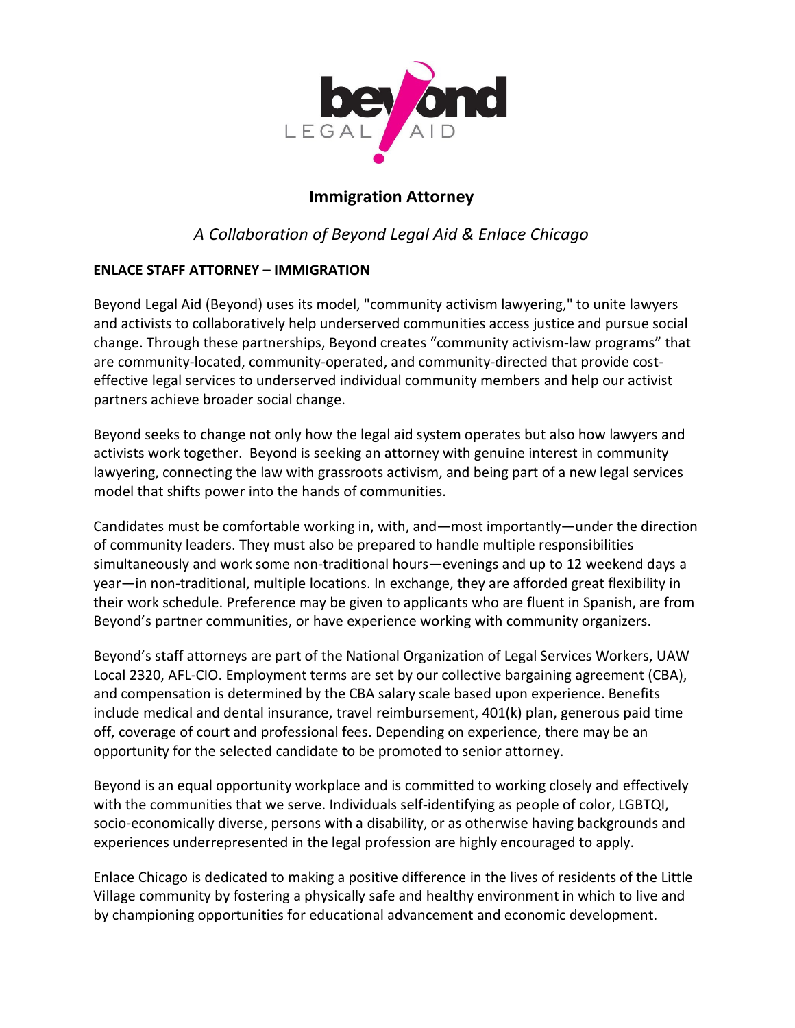# Immigration Attorney

*A Collaboration of Beyond Legal Aid & Enlace Chicago*

**ENLACE STAFF ATTORNEY – IMMIGRATION**

Beyond Legal Aid (Beyond) uses its model, "community activism lawyering," to unite lawyers and activists to collaboratively help underserved communities access justice and pursue social change. Through these partnerships, Beyond creates "community activism-law programs" that are community-located, community-operated, and community-directed that provide cost-effective legal services to underserved individual community members and help our activist partners achieve broader social change.

Beyond seeks to change not only how the legal aid system operates but also how lawyers and activists work together. Beyond is seeking an attorney with genuine interest in community lawyering, connecting the law with grassroots activism, and being part of a new legal services model that shifts power into the hands of communities.

Candidates must be comfortable working in, with, and—most importantly—under the direction of community leaders. They must also be prepared to handle multiple responsibilities simultaneously and work some non-traditional hours—evenings and up to 12 weekend days a year—in non-traditional, multiple locations. In exchange, they are afforded great flexibility in their work schedule. Preference may be given to applicants who are fluent in Spanish, are from Beyond's partner communities, or have experience working with community organizers.

Beyond's staff attorneys are part of the National Organization of Legal Services Workers, UAW Local 2320, AFL-CIO. Employment terms are set by our collective bargaining agreement (CBA), and compensation is determined by the CBA salary scale based upon experience. Benefits include medical and dental insurance, travel reimbursement, 401(k) plan, generous paid time off, coverage of court and professional fees. Depending on experience, there may be an opportunity for the selected candidate to be promoted to senior attorney.

Beyond is an equal opportunity workplace and is committed to working closely and effectively with the communities that we serve. Individuals self-identifying as people of color, LGBTQI, socio-economically diverse, persons with a disability, or as otherwise having backgrounds and experiences underrepresented in the legal profession are highly encouraged to apply.

Enlace Chicago is dedicated to making a positive difference in the lives of residents of the Little Village community by fostering a physically safe and healthy environment in which to live and by championing opportunities for educational advancement and economic development.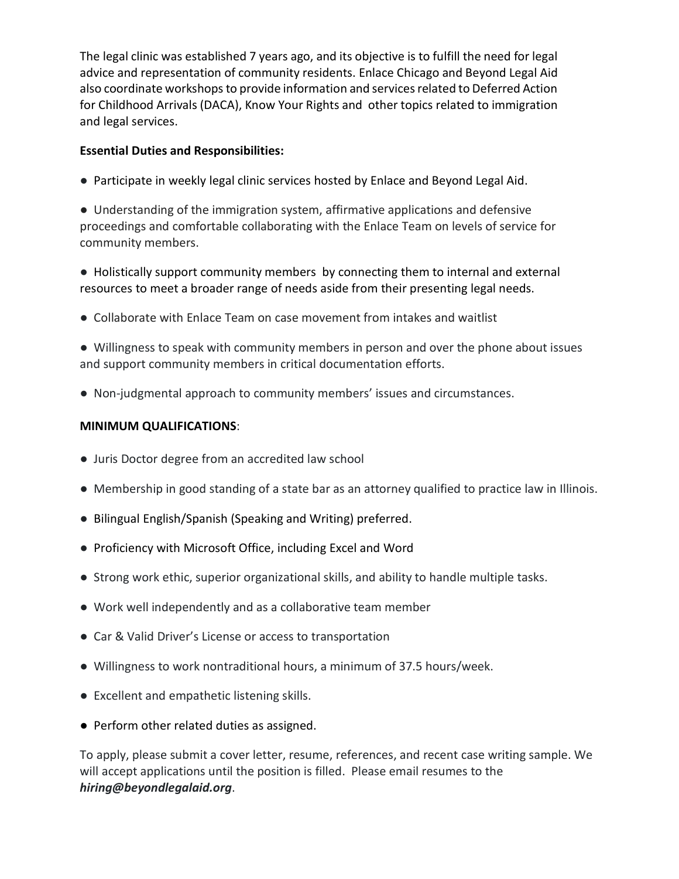The legal clinic was established 7 years ago, and its objective is to fulfill the need for legal advice and representation of community residents. Enlace Chicago and Beyond Legal Aid also coordinate workshops to provide information and services related to Deferred Action for Childhood Arrivals (DACA), Know Your Rights and other topics related to immigration and legal services.

**Essential Duties and Responsibilities:**

● Participate in weekly legal clinic services hosted by Enlace and Beyond Legal Aid.

● Understanding of the immigration system, affirmative applications and defensive proceedings and comfortable collaborating with the Enlace Team on levels of service for community members.

● Holistically support community members by connecting them to internal and external resources to meet a broader range of needs aside from their presenting legal needs.

● Collaborate with Enlace Team on case movement from intakes and waitlist

● Willingness to speak with community members in person and over the phone about issues and support community members in critical documentation efforts.

● Non-judgmental approach to community members' issues and circumstances.

**MINIMUM QUALIFICATIONS**:

● Juris Doctor degree from an accredited law school

● Membership in good standing of a state bar as an attorney qualified to practice law in Illinois.

● Bilingual English/Spanish (Speaking and Writing) preferred.

● Proficiency with Microsoft Office, including Excel and Word

● Strong work ethic, superior organizational skills, and ability to handle multiple tasks.

● Work well independently and as a collaborative team member

● Car & Valid Driver's License or access to transportation

● Willingness to work nontraditional hours, a minimum of 37.5 hours/week.

● Excellent and empathetic listening skills.

● Perform other related duties as assigned.

To apply, please submit a cover letter, resume, references, and recent case writing sample. We will accept applications until the position is filled. Please email resumes to the ***hiring@beyondlegalaid.org***.